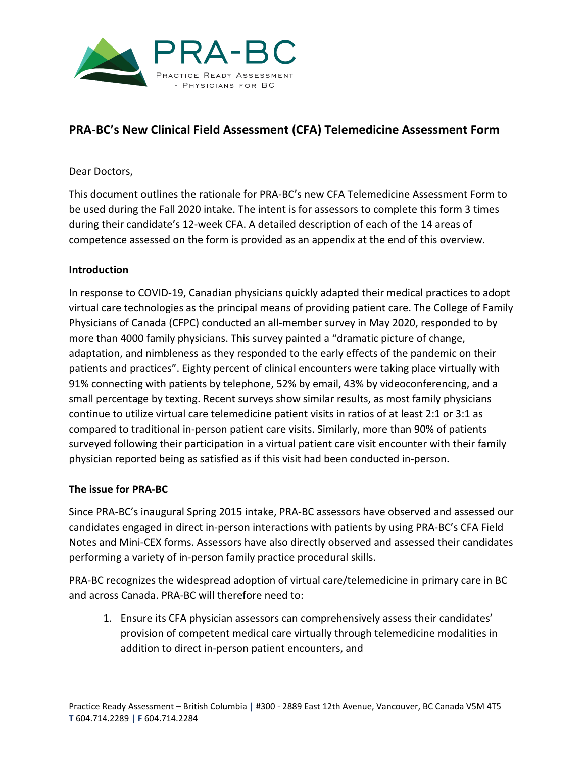PRA-BC

Practice Ready Assessment - Physicians for BC

# PRA-BC's New Clinical Field Assessment (CFA) Telemedicine Assessment Form

Dear Doctors,

This document outlines the rationale for PRA-BC's new CFA Telemedicine Assessment Form to be used during the Fall 2020 intake. The intent is for assessors to complete this form 3 times during their candidate's 12-week CFA. A detailed description of each of the 14 areas of competence assessed on the form is provided as an appendix at the end of this overview.

**Introduction**

In response to COVID-19, Canadian physicians quickly adapted their medical practices to adopt virtual care technologies as the principal means of providing patient care. The College of Family Physicians of Canada (CFPC) conducted an all-member survey in May 2020, responded to by more than 4000 family physicians. This survey painted a "dramatic picture of change, adaptation, and nimbleness as they responded to the early effects of the pandemic on their patients and practices". Eighty percent of clinical encounters were taking place virtually with 91% connecting with patients by telephone, 52% by email, 43% by videoconferencing, and a small percentage by texting. Recent surveys show similar results, as most family physicians continue to utilize virtual care telemedicine patient visits in ratios of at least 2:1 or 3:1 as compared to traditional in-person patient care visits. Similarly, more than 90% of patients surveyed following their participation in a virtual patient care visit encounter with their family physician reported being as satisfied as if this visit had been conducted in-person.

**The issue for PRA-BC**

Since PRA-BC's inaugural Spring 2015 intake, PRA-BC assessors have observed and assessed our candidates engaged in direct in-person interactions with patients by using PRA-BC's CFA Field Notes and Mini-CEX forms. Assessors have also directly observed and assessed their candidates performing a variety of in-person family practice procedural skills.

PRA-BC recognizes the widespread adoption of virtual care/telemedicine in primary care in BC and across Canada. PRA-BC will therefore need to:

1. Ensure its CFA physician assessors can comprehensively assess their candidates' provision of competent medical care virtually through telemedicine modalities in addition to direct in-person patient encounters, and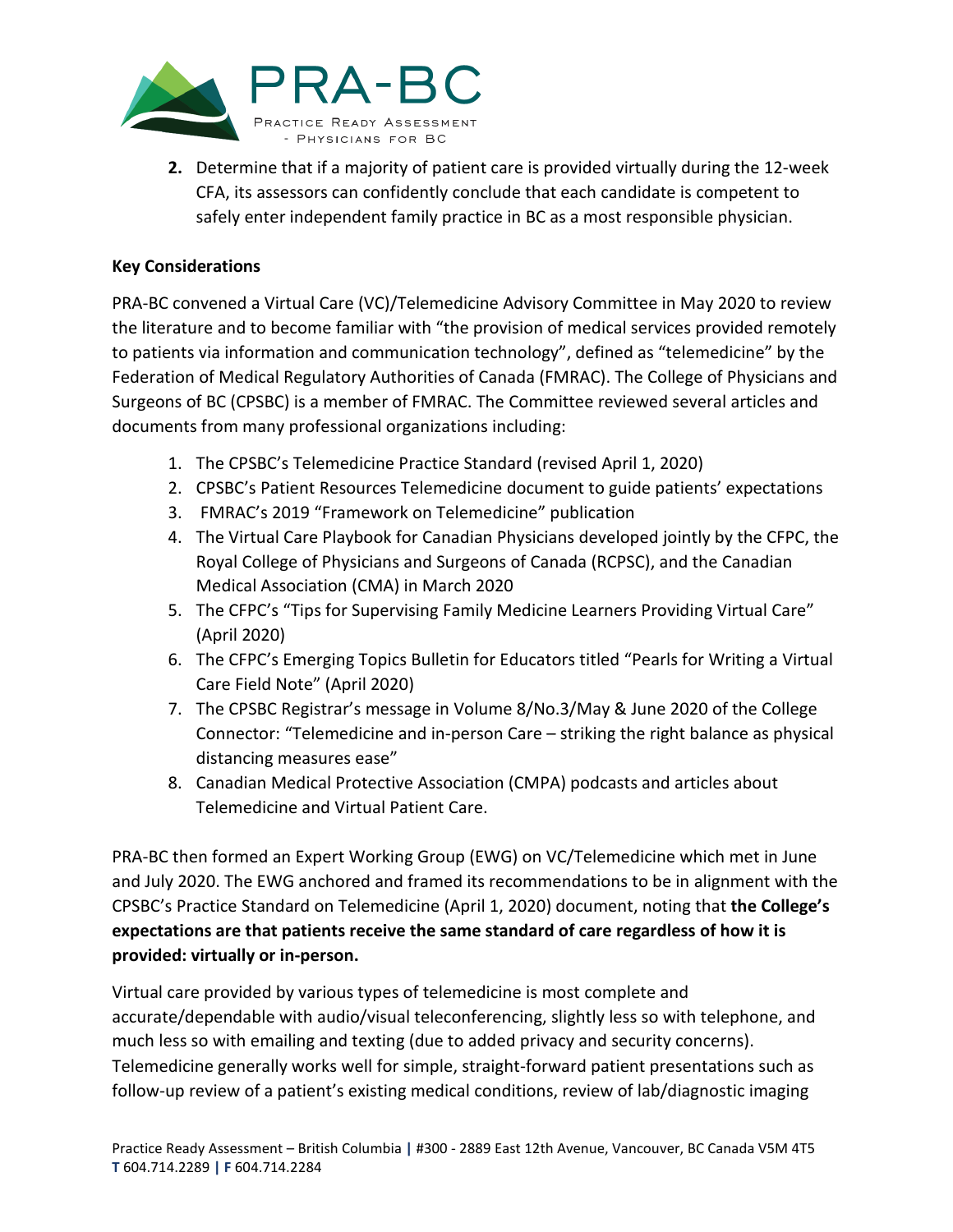2. Determine that if a majority of patient care is provided virtually during the 12-week CFA, its assessors can confidently conclude that each candidate is competent to safely enter independent family practice in BC as a most responsible physician.

**Key Considerations**

PRA-BC convened a Virtual Care (VC)/Telemedicine Advisory Committee in May 2020 to review the literature and to become familiar with "the provision of medical services provided remotely to patients via information and communication technology", defined as "telemedicine" by the Federation of Medical Regulatory Authorities of Canada (FMRAC). The College of Physicians and Surgeons of BC (CPSBC) is a member of FMRAC. The Committee reviewed several articles and documents from many professional organizations including:

1. The CPSBC's Telemedicine Practice Standard (revised April 1, 2020)
2. CPSBC's Patient Resources Telemedicine document to guide patients' expectations
3. FMRAC's 2019 "Framework on Telemedicine" publication
4. The Virtual Care Playbook for Canadian Physicians developed jointly by the CFPC, the Royal College of Physicians and Surgeons of Canada (RCPSC), and the Canadian Medical Association (CMA) in March 2020
5. The CFPC's "Tips for Supervising Family Medicine Learners Providing Virtual Care" (April 2020)
6. The CFPC's Emerging Topics Bulletin for Educators titled "Pearls for Writing a Virtual Care Field Note" (April 2020)
7. The CPSBC Registrar's message in Volume 8/No.3/May & June 2020 of the College Connector: "Telemedicine and in-person Care – striking the right balance as physical distancing measures ease"
8. Canadian Medical Protective Association (CMPA) podcasts and articles about Telemedicine and Virtual Patient Care.

PRA-BC then formed an Expert Working Group (EWG) on VC/Telemedicine which met in June and July 2020. The EWG anchored and framed its recommendations to be in alignment with the CPSBC's Practice Standard on Telemedicine (April 1, 2020) document, noting that **the College's expectations are that patients receive the same standard of care regardless of how it is provided: virtually or in-person.**

Virtual care provided by various types of telemedicine is most complete and accurate/dependable with audio/visual teleconferencing, slightly less so with telephone, and much less so with emailing and texting (due to added privacy and security concerns). Telemedicine generally works well for simple, straight-forward patient presentations such as follow-up review of a patient's existing medical conditions, review of lab/diagnostic imaging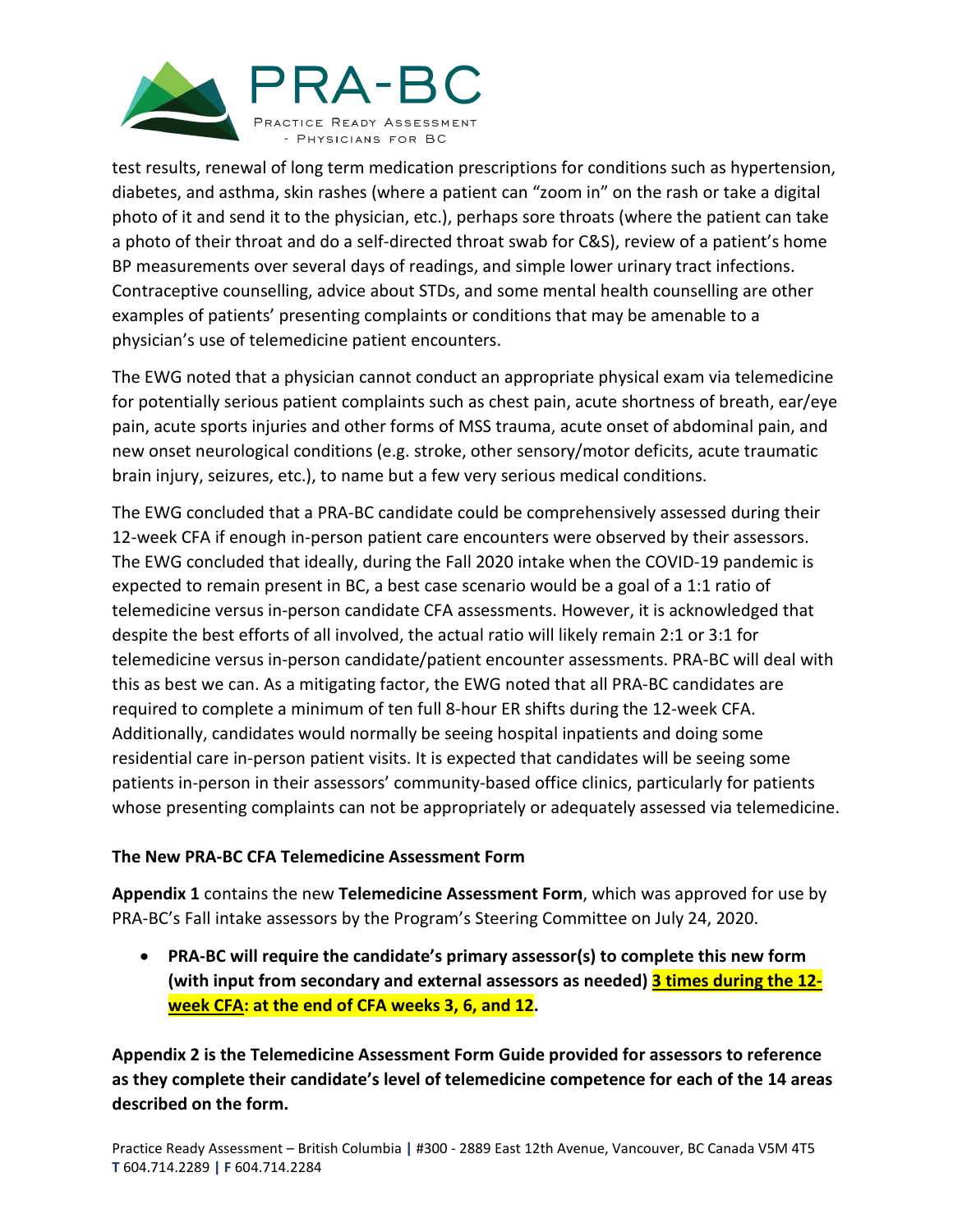test results, renewal of long term medication prescriptions for conditions such as hypertension, diabetes, and asthma, skin rashes (where a patient can "zoom in" on the rash or take a digital photo of it and send it to the physician, etc.), perhaps sore throats (where the patient can take a photo of their throat and do a self-directed throat swab for C&S), review of a patient's home BP measurements over several days of readings, and simple lower urinary tract infections. Contraceptive counselling, advice about STDs, and some mental health counselling are other examples of patients' presenting complaints or conditions that may be amenable to a physician's use of telemedicine patient encounters.

The EWG noted that a physician cannot conduct an appropriate physical exam via telemedicine for potentially serious patient complaints such as chest pain, acute shortness of breath, ear/eye pain, acute sports injuries and other forms of MSS trauma, acute onset of abdominal pain, and new onset neurological conditions (e.g. stroke, other sensory/motor deficits, acute traumatic brain injury, seizures, etc.), to name but a few very serious medical conditions.

The EWG concluded that a PRA-BC candidate could be comprehensively assessed during their 12-week CFA if enough in-person patient care encounters were observed by their assessors. The EWG concluded that ideally, during the Fall 2020 intake when the COVID-19 pandemic is expected to remain present in BC, a best case scenario would be a goal of a 1:1 ratio of telemedicine versus in-person candidate CFA assessments. However, it is acknowledged that despite the best efforts of all involved, the actual ratio will likely remain 2:1 or 3:1 for telemedicine versus in-person candidate/patient encounter assessments. PRA-BC will deal with this as best we can. As a mitigating factor, the EWG noted that all PRA-BC candidates are required to complete a minimum of ten full 8-hour ER shifts during the 12-week CFA. Additionally, candidates would normally be seeing hospital inpatients and doing some residential care in-person patient visits. It is expected that candidates will be seeing some patients in-person in their assessors' community-based office clinics, particularly for patients whose presenting complaints can not be appropriately or adequately assessed via telemedicine.

**The New PRA-BC CFA Telemedicine Assessment Form**

**Appendix 1** contains the new **Telemedicine Assessment Form**, which was approved for use by PRA-BC's Fall intake assessors by the Program's Steering Committee on July 24, 2020.

- **PRA-BC will require the candidate's primary assessor(s) to complete this new form (with input from secondary and external assessors as needed) 3 times during the 12-week CFA: at the end of CFA weeks 3, 6, and 12.**

**Appendix 2 is the Telemedicine Assessment Form Guide provided for assessors to reference as they complete their candidate's level of telemedicine competence for each of the 14 areas described on the form.**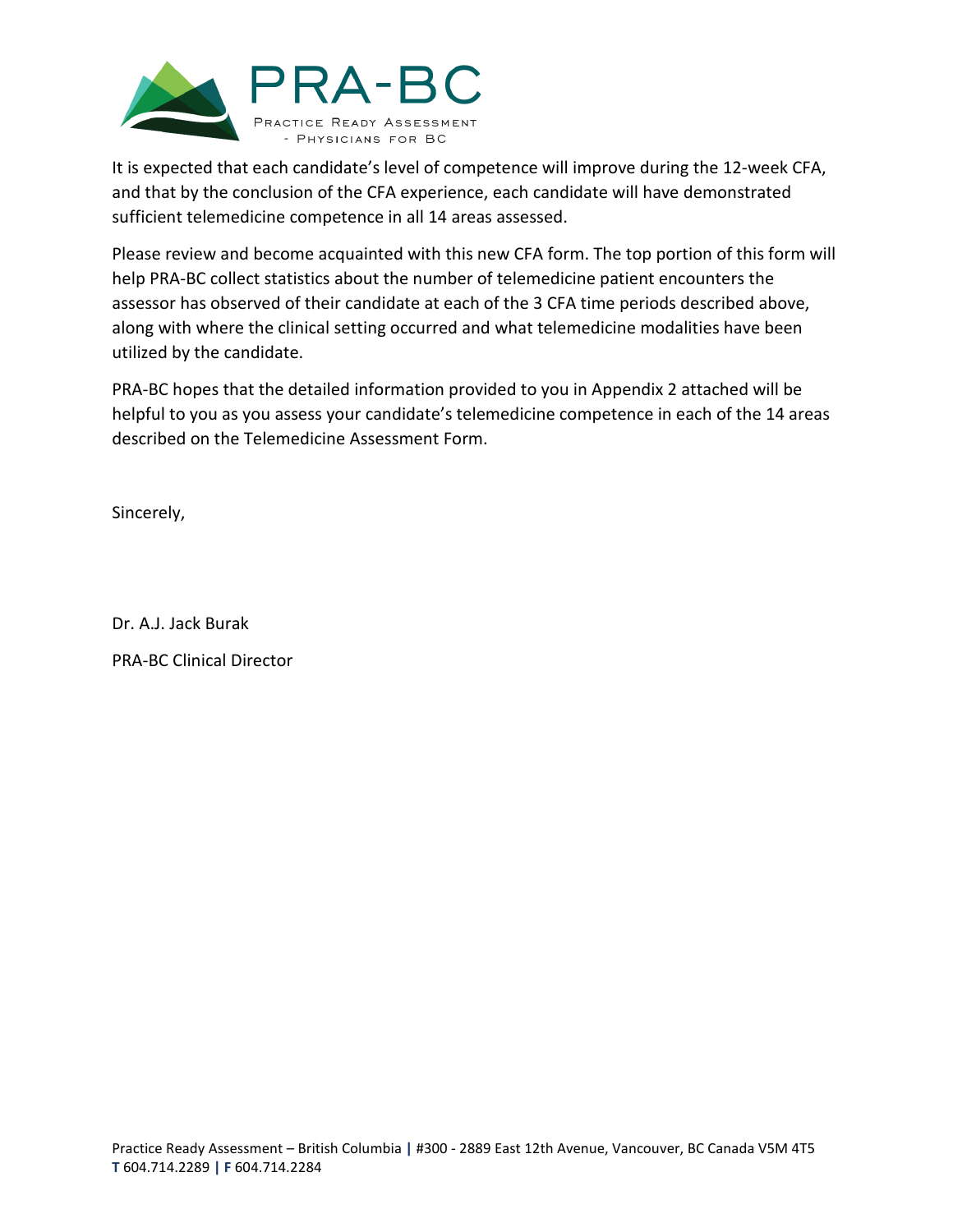It is expected that each candidate's level of competence will improve during the 12-week CFA, and that by the conclusion of the CFA experience, each candidate will have demonstrated sufficient telemedicine competence in all 14 areas assessed.

Please review and become acquainted with this new CFA form. The top portion of this form will help PRA-BC collect statistics about the number of telemedicine patient encounters the assessor has observed of their candidate at each of the 3 CFA time periods described above, along with where the clinical setting occurred and what telemedicine modalities have been utilized by the candidate.

PRA-BC hopes that the detailed information provided to you in Appendix 2 attached will be helpful to you as you assess your candidate's telemedicine competence in each of the 14 areas described on the Telemedicine Assessment Form.

Sincerely,

Dr. A.J. Jack Burak

PRA-BC Clinical Director